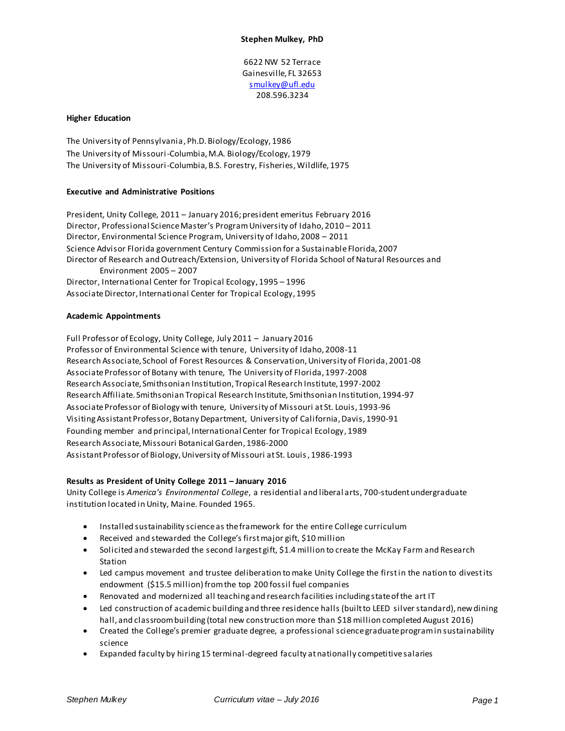# Stephen Mulkey, PhD

6622 NW 52 Terrace
Gainesville, FL 32653
smulkey@ufl.edu
208.596.3234

## Higher Education

The University of Pennsylvania, Ph.D. Biology/Ecology, 1986
The University of Missouri-Columbia, M.A. Biology/Ecology, 1979
The University of Missouri-Columbia, B.S. Forestry, Fisheries, Wildlife, 1975

## Executive and Administrative Positions

President, Unity College, 2011 – January 2016; president emeritus February 2016
Director, Professional Science Master's Program University of Idaho, 2010 – 2011
Director, Environmental Science Program, University of Idaho, 2008 – 2011
Science Advisor Florida government Century Commission for a Sustainable Florida, 2007
Director of Research and Outreach/Extension, University of Florida School of Natural Resources and Environment 2005 – 2007
Director, International Center for Tropical Ecology, 1995 – 1996
Associate Director, International Center for Tropical Ecology, 1995

## Academic Appointments

Full Professor of Ecology, Unity College, July 2011 – January 2016
Professor of Environmental Science with tenure, University of Idaho, 2008-11
Research Associate, School of Forest Resources & Conservation, University of Florida, 2001-08
Associate Professor of Botany with tenure, The University of Florida, 1997-2008
Research Associate, Smithsonian Institution, Tropical Research Institute, 1997-2002
Research Affiliate. Smithsonian Tropical Research Institute, Smithsonian Institution, 1994-97
Associate Professor of Biology with tenure, University of Missouri at St. Louis, 1993-96
Visiting Assistant Professor, Botany Department, University of California, Davis, 1990-91
Founding member and principal, International Center for Tropical Ecology, 1989
Research Associate, Missouri Botanical Garden, 1986-2000
Assistant Professor of Biology, University of Missouri at St. Louis, 1986-1993

## Results as President of Unity College 2011 – January 2016

Unity College is *America's Environmental College*, a residential and liberal arts, 700-student undergraduate institution located in Unity, Maine. Founded 1965.

- Installed sustainability science as the framework for the entire College curriculum
- Received and stewarded the College's first major gift, $10 million
- Solicited and stewarded the second largest gift, $1.4 million to create the McKay Farm and Research Station
- Led campus movement and trustee deliberation to make Unity College the first in the nation to divest its endowment ($15.5 million) from the top 200 fossil fuel companies
- Renovated and modernized all teaching and research facilities including state of the art IT
- Led construction of academic building and three residence halls (built to LEED silver standard), new dining hall, and classroom building (total new construction more than $18 million completed August 2016)
- Created the College's premier graduate degree, a professional science graduate program in sustainability science
- Expanded faculty by hiring 15 terminal-degreed faculty at nationally competitive salaries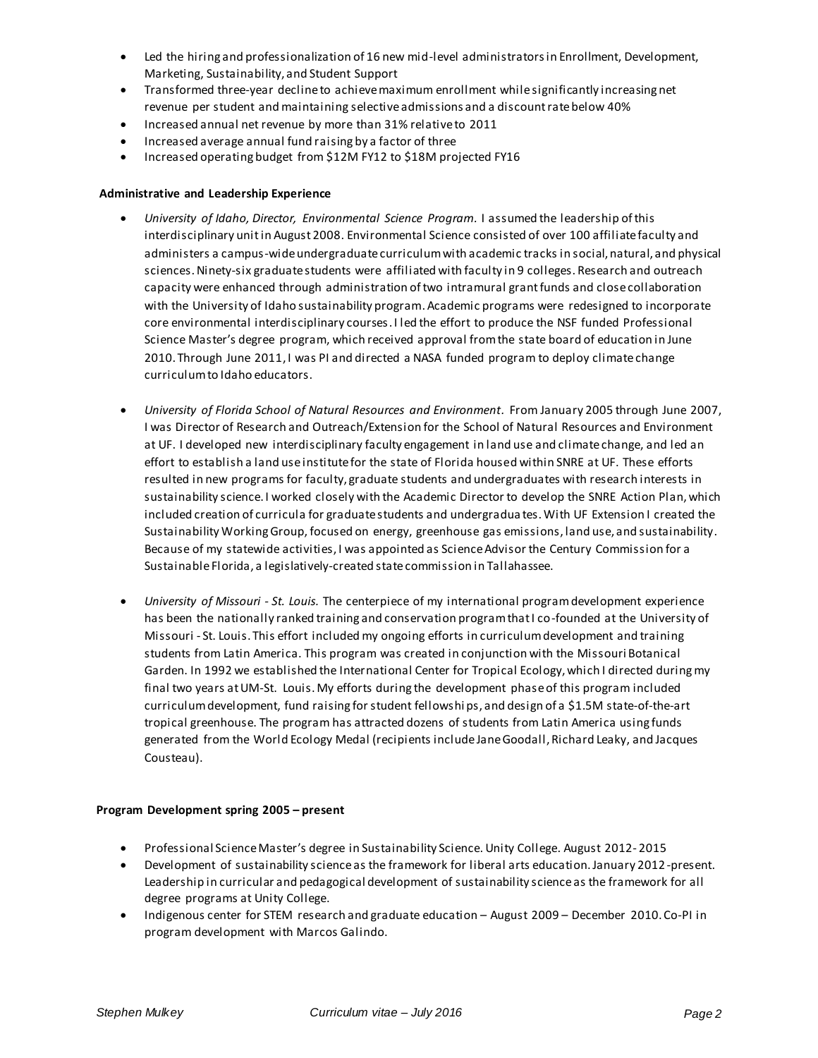- Led the hiring and professionalization of 16 new mid-level administrators in Enrollment, Development, Marketing, Sustainability, and Student Support
- Transformed three-year decline to achieve maximum enrollment while significantly increasing net revenue per student and maintaining selective admissions and a discount rate below 40%
- Increased annual net revenue by more than 31% relative to 2011
- Increased average annual fund raising by a factor of three
- Increased operating budget from $12M FY12 to $18M projected FY16

**Administrative and Leadership Experience**

- *University of Idaho, Director, Environmental Science Program.* I assumed the leadership of this interdisciplinary unit in August 2008. Environmental Science consisted of over 100 affiliate faculty and administers a campus-wide undergraduate curriculum with academic tracks in social, natural, and physical sciences. Ninety-six graduate students were affiliated with faculty in 9 colleges. Research and outreach capacity were enhanced through administration of two intramural grant funds and close collaboration with the University of Idaho sustainability program. Academic programs were redesigned to incorporate core environmental interdisciplinary courses. I led the effort to produce the NSF funded Professional Science Master's degree program, which received approval from the state board of education in June 2010. Through June 2011, I was PI and directed a NASA funded program to deploy climate change curriculum to Idaho educators.

- *University of Florida School of Natural Resources and Environment.* From January 2005 through June 2007, I was Director of Research and Outreach/Extension for the School of Natural Resources and Environment at UF. I developed new interdisciplinary faculty engagement in land use and climate change, and led an effort to establish a land use institute for the state of Florida housed within SNRE at UF. These efforts resulted in new programs for faculty, graduate students and undergraduates with research interests in sustainability science. I worked closely with the Academic Director to develop the SNRE Action Plan, which included creation of curricula for graduate students and undergraduates. With UF Extension I created the Sustainability Working Group, focused on energy, greenhouse gas emissions, land use, and sustainability. Because of my statewide activities, I was appointed as Science Advisor the Century Commission for a Sustainable Florida, a legislatively-created state commission in Tallahassee.

- *University of Missouri - St. Louis.* The centerpiece of my international program development experience has been the nationally ranked training and conservation program that I co-founded at the University of Missouri - St. Louis. This effort included my ongoing efforts in curriculum development and training students from Latin America. This program was created in conjunction with the Missouri Botanical Garden. In 1992 we established the International Center for Tropical Ecology, which I directed during my final two years at UM-St. Louis. My efforts during the development phase of this program included curriculum development, fund raising for student fellowships, and design of a $1.5M state-of-the-art tropical greenhouse. The program has attracted dozens of students from Latin America using funds generated from the World Ecology Medal (recipients include Jane Goodall, Richard Leaky, and Jacques Cousteau).

**Program Development spring 2005 – present**

- Professional Science Master's degree in Sustainability Science. Unity College. August 2012 - 2015
- Development of sustainability science as the framework for liberal arts education. January 2012-present. Leadership in curricular and pedagogical development of sustainability science as the framework for all degree programs at Unity College.
- Indigenous center for STEM research and graduate education – August 2009 – December 2010. Co-PI in program development with Marcos Galindo.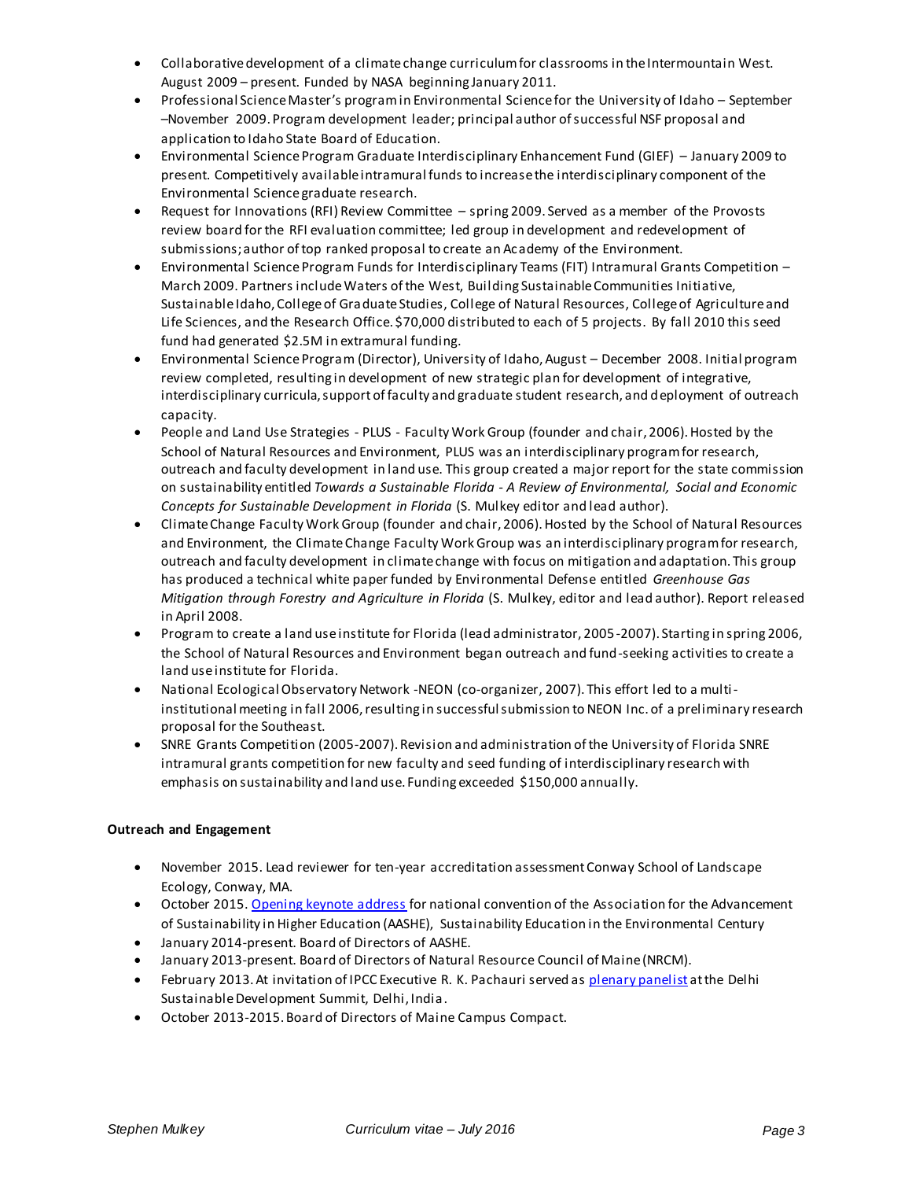- Collaborative development of a climate change curriculum for classrooms in the Intermountain West. August 2009 – present. Funded by NASA beginning January 2011.
- Professional Science Master's program in Environmental Science for the University of Idaho – September –November 2009. Program development leader; principal author of successful NSF proposal and application to Idaho State Board of Education.
- Environmental Science Program Graduate Interdisciplinary Enhancement Fund (GIEF) – January 2009 to present. Competitively available intramural funds to increase the interdisciplinary component of the Environmental Science graduate research.
- Request for Innovations (RFI) Review Committee – spring 2009. Served as a member of the Provosts review board for the RFI evaluation committee; led group in development and redevelopment of submissions; author of top ranked proposal to create an Academy of the Environment.
- Environmental Science Program Funds for Interdisciplinary Teams (FIT) Intramural Grants Competition – March 2009. Partners include Waters of the West, Building Sustainable Communities Initiative, Sustainable Idaho, College of Graduate Studies, College of Natural Resources, College of Agriculture and Life Sciences, and the Research Office. $70,000 distributed to each of 5 projects. By fall 2010 this seed fund had generated $2.5M in extramural funding.
- Environmental Science Program (Director), University of Idaho, August – December 2008. Initial program review completed, resulting in development of new strategic plan for development of integrative, interdisciplinary curricula, support of faculty and graduate student research, and deployment of outreach capacity.
- People and Land Use Strategies - PLUS - Faculty Work Group (founder and chair, 2006). Hosted by the School of Natural Resources and Environment, PLUS was an interdisciplinary program for research, outreach and faculty development in land use. This group created a major report for the state commission on sustainability entitled *Towards a Sustainable Florida - A Review of Environmental, Social and Economic Concepts for Sustainable Development in Florida* (S. Mulkey editor and lead author).
- Climate Change Faculty Work Group (founder and chair, 2006). Hosted by the School of Natural Resources and Environment, the Climate Change Faculty Work Group was an interdisciplinary program for research, outreach and faculty development in climate change with focus on mitigation and adaptation. This group has produced a technical white paper funded by Environmental Defense entitled *Greenhouse Gas Mitigation through Forestry and Agriculture in Florida* (S. Mulkey, editor and lead author). Report released in April 2008.
- Program to create a land use institute for Florida (lead administrator, 2005-2007). Starting in spring 2006, the School of Natural Resources and Environment began outreach and fund-seeking activities to create a land use institute for Florida.
- National Ecological Observatory Network -NEON (co-organizer, 2007). This effort led to a multi-institutional meeting in fall 2006, resulting in successful submission to NEON Inc. of a preliminary research proposal for the Southeast.
- SNRE Grants Competition (2005-2007). Revision and administration of the University of Florida SNRE intramural grants competition for new faculty and seed funding of interdisciplinary research with emphasis on sustainability and land use. Funding exceeded $150,000 annually.

**Outreach and Engagement**

- November 2015. Lead reviewer for ten-year accreditation assessment Conway School of Landscape Ecology, Conway, MA.
- October 2015. Opening keynote address for national convention of the Association for the Advancement of Sustainability in Higher Education (AASHE), Sustainability Education in the Environmental Century
- January 2014-present. Board of Directors of AASHE.
- January 2013-present. Board of Directors of Natural Resource Council of Maine (NRCM).
- February 2013. At invitation of IPCC Executive R. K. Pachauri served as plenary panelist at the Delhi Sustainable Development Summit, Delhi, India.
- October 2013-2015. Board of Directors of Maine Campus Compact.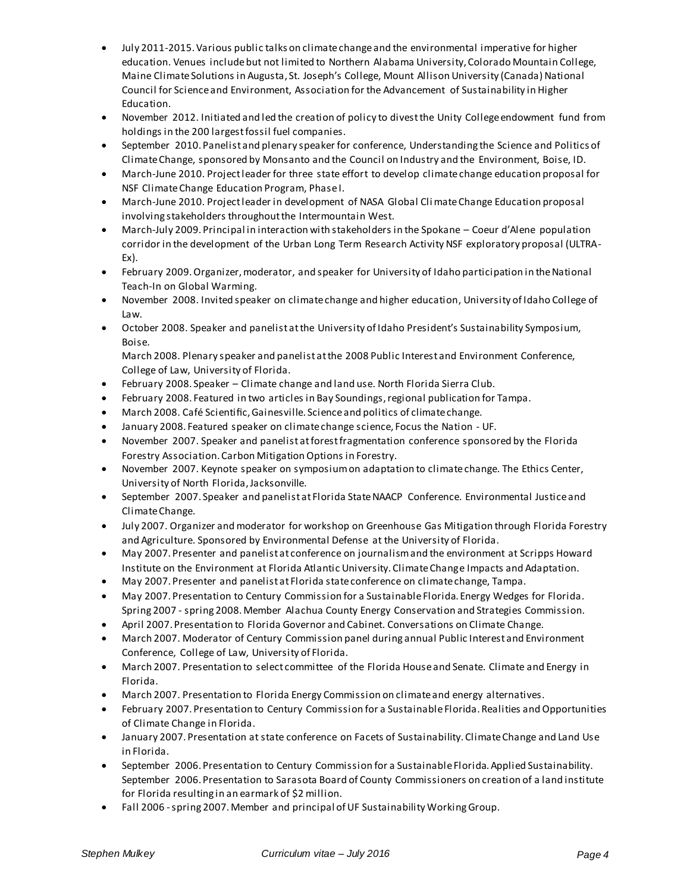- July 2011-2015. Various public talks on climate change and the environmental imperative for higher education. Venues include but not limited to Northern Alabama University, Colorado Mountain College, Maine Climate Solutions in Augusta, St. Joseph's College, Mount Allison University (Canada) National Council for Science and Environment, Association for the Advancement of Sustainability in Higher Education.
- November 2012. Initiated and led the creation of policy to divest the Unity College endowment fund from holdings in the 200 largest fossil fuel companies.
- September 2010. Panelist and plenary speaker for conference, Understanding the Science and Politics of Climate Change, sponsored by Monsanto and the Council on Industry and the Environment, Boise, ID.
- March-June 2010. Project leader for three state effort to develop climate change education proposal for NSF Climate Change Education Program, Phase I.
- March-June 2010. Project leader in development of NASA Global Climate Change Education proposal involving stakeholders throughout the Intermountain West.
- March-July 2009. Principal in interaction with stakeholders in the Spokane – Coeur d'Alene population corridor in the development of the Urban Long Term Research Activity NSF exploratory proposal (ULTRA-Ex).
- February 2009. Organizer, moderator, and speaker for University of Idaho participation in the National Teach-In on Global Warming.
- November 2008. Invited speaker on climate change and higher education, University of Idaho College of Law.
- October 2008. Speaker and panelist at the University of Idaho President's Sustainability Symposium, Boise.
  March 2008. Plenary speaker and panelist at the 2008 Public Interest and Environment Conference, College of Law, University of Florida.
- February 2008. Speaker – Climate change and land use. North Florida Sierra Club.
- February 2008. Featured in two articles in Bay Soundings, regional publication for Tampa.
- March 2008. Café Scientific, Gainesville. Science and politics of climate change.
- January 2008. Featured speaker on climate change science, Focus the Nation - UF.
- November 2007. Speaker and panelist at forest fragmentation conference sponsored by the Florida Forestry Association. Carbon Mitigation Options in Forestry.
- November 2007. Keynote speaker on symposium on adaptation to climate change. The Ethics Center, University of North Florida, Jacksonville.
- September 2007. Speaker and panelist at Florida State NAACP Conference. Environmental Justice and Climate Change.
- July 2007. Organizer and moderator for workshop on Greenhouse Gas Mitigation through Florida Forestry and Agriculture. Sponsored by Environmental Defense at the University of Florida.
- May 2007. Presenter and panelist at conference on journalism and the environment at Scripps Howard Institute on the Environment at Florida Atlantic University. Climate Change Impacts and Adaptation.
- May 2007. Presenter and panelist at Florida state conference on climate change, Tampa.
- May 2007. Presentation to Century Commission for a Sustainable Florida. Energy Wedges for Florida.
  Spring 2007 - spring 2008. Member Alachua County Energy Conservation and Strategies Commission.
- April 2007. Presentation to Florida Governor and Cabinet. Conversations on Climate Change.
- March 2007. Moderator of Century Commission panel during annual Public Interest and Environment Conference, College of Law, University of Florida.
- March 2007. Presentation to select committee of the Florida House and Senate. Climate and Energy in Florida.
- March 2007. Presentation to Florida Energy Commission on climate and energy alternatives.
- February 2007. Presentation to Century Commission for a Sustainable Florida. Realities and Opportunities of Climate Change in Florida.
- January 2007. Presentation at state conference on Facets of Sustainability. Climate Change and Land Use in Florida.
- September 2006. Presentation to Century Commission for a Sustainable Florida. Applied Sustainability.
  September 2006. Presentation to Sarasota Board of County Commissioners on creation of a land institute for Florida resulting in an earmark of $2 million.
- Fall 2006 - spring 2007. Member and principal of UF Sustainability Working Group.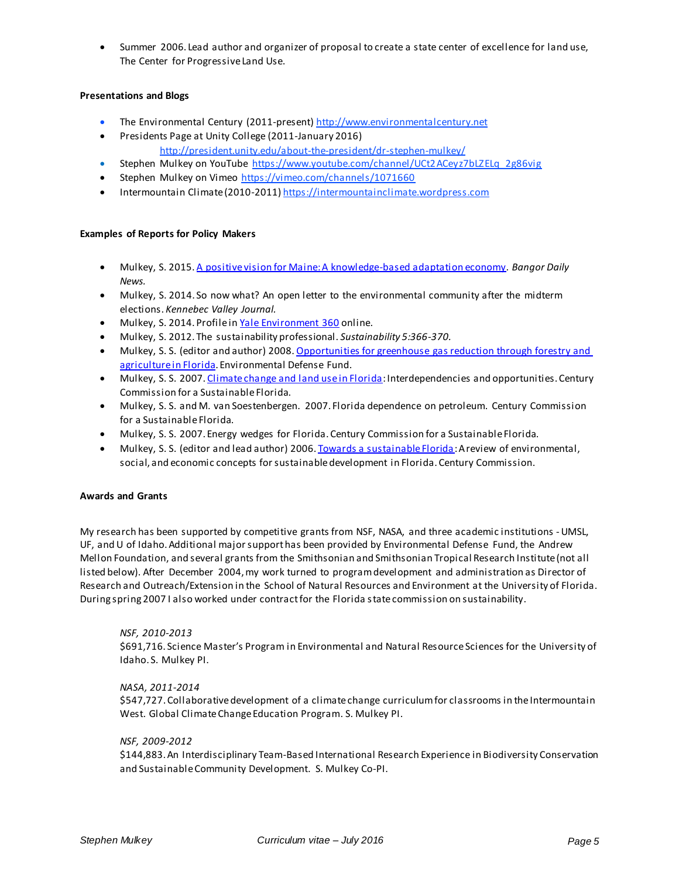- Summer 2006. Lead author and organizer of proposal to create a state center of excellence for land use, The Center for Progressive Land Use.

**Presentations and Blogs**

- The Environmental Century (2011-present) http://www.environmentalcentury.net
- Presidents Page at Unity College (2011-January 2016) http://president.unity.edu/about-the-president/dr-stephen-mulkey/
- Stephen Mulkey on YouTube https://www.youtube.com/channel/UCt2ACeyz7bLZELq_2g86vig
- Stephen Mulkey on Vimeo https://vimeo.com/channels/1071660
- Intermountain Climate (2010-2011) https://intermountainclimate.wordpress.com

**Examples of Reports for Policy Makers**

- Mulkey, S. 2015. A positive vision for Maine: A knowledge-based adaptation economy. *Bangor Daily News.*
- Mulkey, S. 2014. So now what? An open letter to the environmental community after the midterm elections. *Kennebec Valley Journal.*
- Mulkey, S. 2014. Profile in Yale Environment 360 online.
- Mulkey, S. 2012. The sustainability professional. *Sustainability 5:366-370.*
- Mulkey, S. S. (editor and author) 2008. Opportunities for greenhouse gas reduction through forestry and agriculture in Florida. Environmental Defense Fund.
- Mulkey, S. S. 2007. Climate change and land use in Florida: Interdependencies and opportunities. Century Commission for a Sustainable Florida.
- Mulkey, S. S. and M. van Soestenbergen. 2007. Florida dependence on petroleum. Century Commission for a Sustainable Florida.
- Mulkey, S. S. 2007. Energy wedges for Florida. Century Commission for a Sustainable Florida.
- Mulkey, S. S. (editor and lead author) 2006. Towards a sustainable Florida: A review of environmental, social, and economic concepts for sustainable development in Florida. Century Commission.

**Awards and Grants**

My research has been supported by competitive grants from NSF, NASA, and three academic institutions - UMSL, UF, and U of Idaho. Additional major support has been provided by Environmental Defense Fund, the Andrew Mellon Foundation, and several grants from the Smithsonian and Smithsonian Tropical Research Institute (not all listed below). After December 2004, my work turned to program development and administration as Director of Research and Outreach/Extension in the School of Natural Resources and Environment at the University of Florida. During spring 2007 I also worked under contract for the Florida state commission on sustainability.

*NSF, 2010-2013*
$691,716. Science Master's Program in Environmental and Natural Resource Sciences for the University of Idaho. S. Mulkey PI.

*NASA, 2011-2014*
$547,727. Collaborative development of a climate change curriculum for classrooms in the Intermountain West. Global Climate Change Education Program. S. Mulkey PI.

*NSF, 2009-2012*
$144,883. An Interdisciplinary Team-Based International Research Experience in Biodiversity Conservation and Sustainable Community Development. S. Mulkey Co-PI.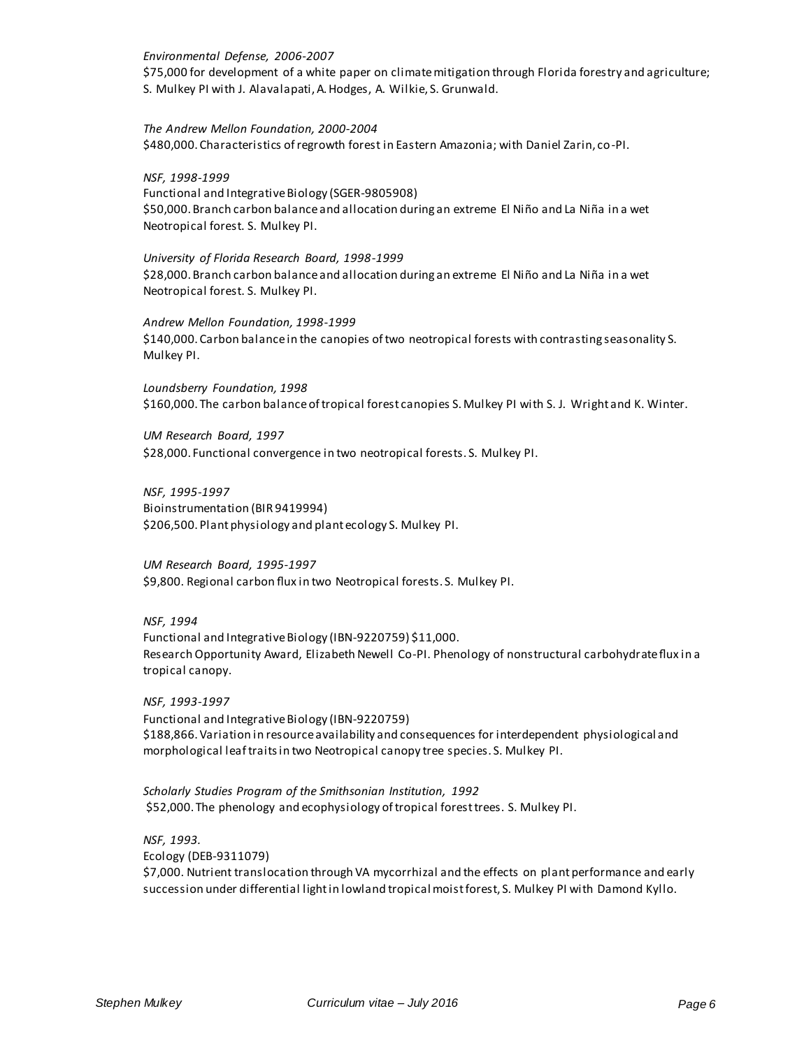*Environmental Defense, 2006-2007*
$75,000 for development of a white paper on climate mitigation through Florida forestry and agriculture; S. Mulkey PI with J. Alavalapati, A. Hodges, A. Wilkie, S. Grunwald.

*The Andrew Mellon Foundation, 2000-2004*
$480,000. Characteristics of regrowth forest in Eastern Amazonia; with Daniel Zarin, co-PI.

*NSF, 1998-1999*
Functional and Integrative Biology (SGER-9805908)
$50,000. Branch carbon balance and allocation during an extreme El Niño and La Niña in a wet Neotropical forest. S. Mulkey PI.

*University of Florida Research Board, 1998-1999*
$28,000. Branch carbon balance and allocation during an extreme El Niño and La Niña in a wet Neotropical forest. S. Mulkey PI.

*Andrew Mellon Foundation, 1998-1999*
$140,000. Carbon balance in the canopies of two neotropical forests with contrasting seasonality S. Mulkey PI.

*Loundsberry Foundation, 1998*
$160,000. The carbon balance of tropical forest canopies S. Mulkey PI with S. J. Wright and K. Winter.

*UM Research Board, 1997*
$28,000. Functional convergence in two neotropical forests. S. Mulkey PI.

*NSF, 1995-1997*
Bioinstrumentation (BIR 9419994)
$206,500. Plant physiology and plant ecology S. Mulkey PI.

*UM Research Board, 1995-1997*
$9,800. Regional carbon flux in two Neotropical forests. S. Mulkey PI.

*NSF, 1994*
Functional and Integrative Biology (IBN-9220759) $11,000.
Research Opportunity Award, Elizabeth Newell Co-PI. Phenology of nonstructural carbohydrate flux in a tropical canopy.

*NSF, 1993-1997*
Functional and Integrative Biology (IBN-9220759)
$188,866. Variation in resource availability and consequences for interdependent physiological and morphological leaf traits in two Neotropical canopy tree species. S. Mulkey PI.

*Scholarly Studies Program of the Smithsonian Institution, 1992*
$52,000. The phenology and ecophysiology of tropical forest trees. S. Mulkey PI.

*NSF, 1993.*
Ecology (DEB-9311079)
$7,000. Nutrient translocation through VA mycorrhizal and the effects on plant performance and early succession under differential light in lowland tropical moist forest, S. Mulkey PI with Damond Kyllo.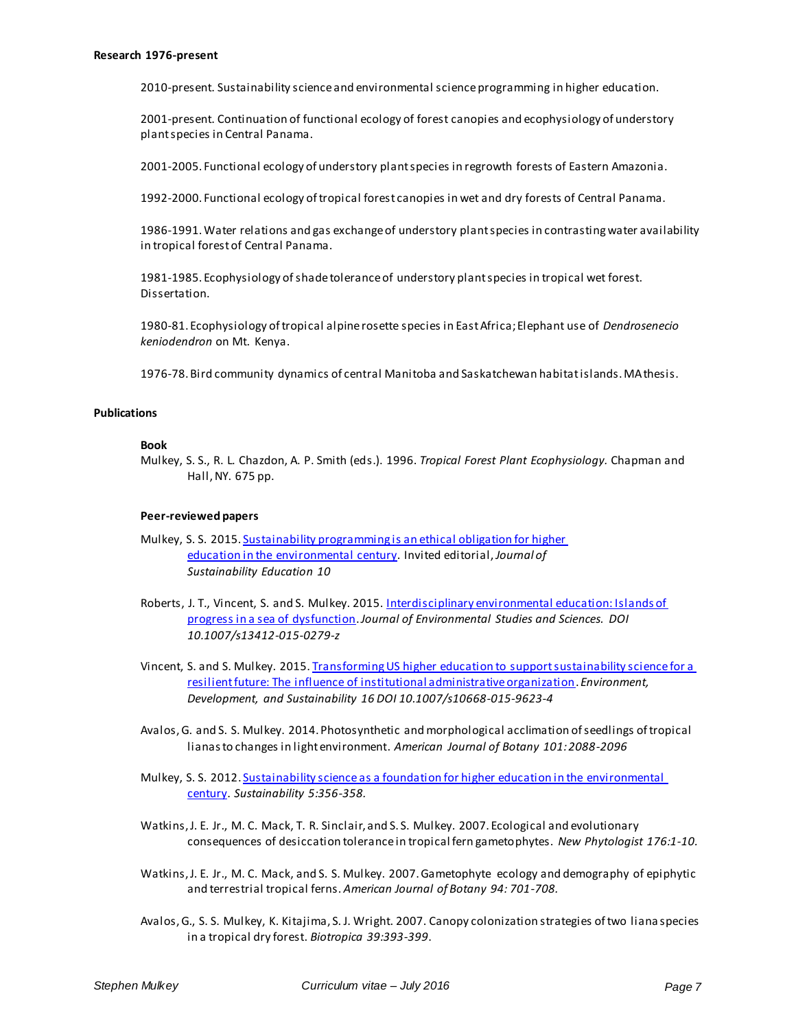**Research 1976-present**

2010-present. Sustainability science and environmental science programming in higher education.

2001-present. Continuation of functional ecology of forest canopies and ecophysiology of understory plant species in Central Panama.

2001-2005. Functional ecology of understory plant species in regrowth forests of Eastern Amazonia.

1992-2000. Functional ecology of tropical forest canopies in wet and dry forests of Central Panama.

1986-1991. Water relations and gas exchange of understory plant species in contrasting water availability in tropical forest of Central Panama.

1981-1985. Ecophysiology of shade tolerance of understory plant species in tropical wet forest. Dissertation.

1980-81. Ecophysiology of tropical alpine rosette species in East Africa; Elephant use of *Dendrosenecio keniodendron* on Mt. Kenya.

1976-78. Bird community dynamics of central Manitoba and Saskatchewan habitat islands. MA thesis.

**Publications**

**Book**

Mulkey, S. S., R. L. Chazdon, A. P. Smith (eds.). 1996. *Tropical Forest Plant Ecophysiology.* Chapman and Hall, NY. 675 pp.

**Peer-reviewed papers**

Mulkey, S. S. 2015. Sustainability programming is an ethical obligation for higher education in the environmental century. Invited editorial, *Journal of Sustainability Education 10*

Roberts, J. T., Vincent, S. and S. Mulkey. 2015. Interdisciplinary environmental education: Islands of progress in a sea of dysfunction. *Journal of Environmental Studies and Sciences. DOI 10.1007/s13412-015-0279-z*

Vincent, S. and S. Mulkey. 2015. Transforming US higher education to support sustainability science for a resilient future: The influence of institutional administrative organization. *Environment, Development, and Sustainability 16 DOI 10.1007/s10668-015-9623-4*

Avalos, G. and S. S. Mulkey. 2014. Photosynthetic and morphological acclimation of seedlings of tropical lianas to changes in light environment. *American Journal of Botany 101:2088-2096*

Mulkey, S. S. 2012. Sustainability science as a foundation for higher education in the environmental century. *Sustainability 5:356-358.*

Watkins, J. E. Jr., M. C. Mack, T. R. Sinclair, and S. S. Mulkey. 2007. Ecological and evolutionary consequences of desiccation tolerance in tropical fern gametophytes. *New Phytologist 176:1-10.*

Watkins, J. E. Jr., M. C. Mack, and S. S. Mulkey. 2007. Gametophyte ecology and demography of epiphytic and terrestrial tropical ferns. *American Journal of Botany 94: 701-708.*

Avalos, G., S. S. Mulkey, K. Kitajima, S. J. Wright. 2007. Canopy colonization strategies of two liana species in a tropical dry forest. *Biotropica 39:393-399*.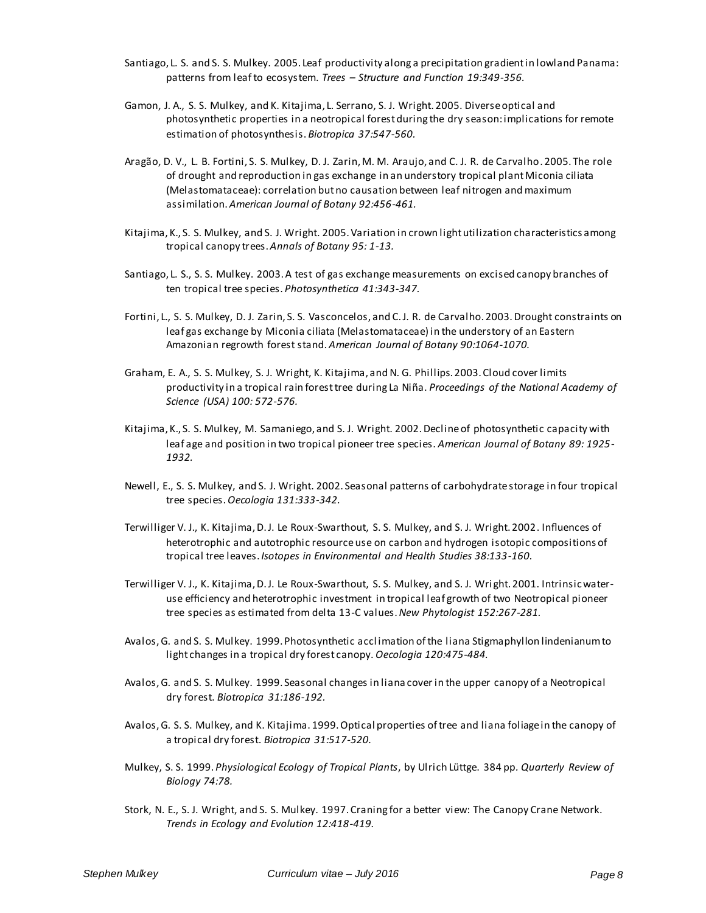Santiago, L. S. and S. S. Mulkey. 2005. Leaf productivity along a precipitation gradient in lowland Panama: patterns from leaf to ecosystem. *Trees – Structure and Function 19:349-356*.

Gamon, J. A., S. S. Mulkey, and K. Kitajima, L. Serrano, S. J. Wright. 2005. Diverse optical and photosynthetic properties in a neotropical forest during the dry season: implications for remote estimation of photosynthesis. *Biotropica 37:547-560*.

Aragão, D. V., L. B. Fortini, S. S. Mulkey, D. J. Zarin, M. M. Araujo, and C. J. R. de Carvalho. 2005. The role of drought and reproduction in gas exchange in an understory tropical plant Miconia ciliata (Melastomataceae): correlation but no causation between leaf nitrogen and maximum assimilation. *American Journal of Botany 92:456-461*.

Kitajima, K., S. S. Mulkey, and S. J. Wright. 2005. Variation in crown light utilization characteristics among tropical canopy trees. *Annals of Botany 95: 1-13.*

Santiago, L. S., S. S. Mulkey. 2003. A test of gas exchange measurements on excised canopy branches of ten tropical tree species. *Photosynthetica 41:343-347*.

Fortini, L., S. S. Mulkey, D. J. Zarin, S. S. Vasconcelos, and C. J. R. de Carvalho. 2003. Drought constraints on leaf gas exchange by Miconia ciliata (Melastomataceae) in the understory of an Eastern Amazonian regrowth forest stand. *American Journal of Botany 90:1064-1070.*

Graham, E. A., S. S. Mulkey, S. J. Wright, K. Kitajima, and N. G. Phillips. 2003. Cloud cover limits productivity in a tropical rain forest tree during La Niña. *Proceedings of the National Academy of Science (USA) 100: 572-576.*

Kitajima, K., S. S. Mulkey, M. Samaniego, and S. J. Wright. 2002. Decline of photosynthetic capacity with leaf age and position in two tropical pioneer tree species. *American Journal of Botany 89: 1925-1932*.

Newell, E., S. S. Mulkey, and S. J. Wright. 2002. Seasonal patterns of carbohydrate storage in four tropical tree species. *Oecologia 131:333-342*.

Terwilliger V. J., K. Kitajima, D. J. Le Roux-Swarthout, S. S. Mulkey, and S. J. Wright. 2002. Influences of heterotrophic and autotrophic resource use on carbon and hydrogen isotopic compositions of tropical tree leaves. *Isotopes in Environmental and Health Studies 38:133-160*.

Terwilliger V. J., K. Kitajima, D. J. Le Roux-Swarthout, S. S. Mulkey, and S. J. Wright. 2001. Intrinsic water-use efficiency and heterotrophic investment in tropical leaf growth of two Neotropical pioneer tree species as estimated from delta 13-C values. *New Phytologist 152:267-281.*

Avalos, G. and S. S. Mulkey. 1999. Photosynthetic acclimation of the liana Stigmaphyllon lindenianum to light changes in a tropical dry forest canopy. *Oecologia 120:475-484.*

Avalos, G. and S. S. Mulkey. 1999. Seasonal changes in liana cover in the upper canopy of a Neotropical dry forest. *Biotropica 31:186-192*.

Avalos, G. S. S. Mulkey, and K. Kitajima. 1999. Optical properties of tree and liana foliage in the canopy of a tropical dry forest. *Biotropica 31:517-520*.

Mulkey, S. S. 1999. *Physiological Ecology of Tropical Plants*, by Ulrich Lüttge. 384 pp. *Quarterly Review of Biology 74:78.*

Stork, N. E., S. J. Wright, and S. S. Mulkey. 1997. Craning for a better view: The Canopy Crane Network. *Trends in Ecology and Evolution 12:418-419*.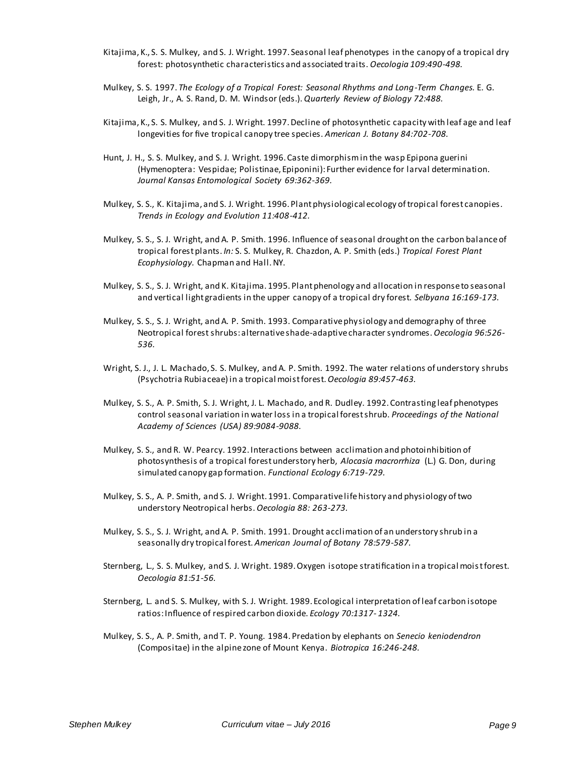Kitajima, K., S. S. Mulkey, and S. J. Wright. 1997. Seasonal leaf phenotypes in the canopy of a tropical dry forest: photosynthetic characteristics and associated traits. *Oecologia 109:490-498.*

Mulkey, S. S. 1997. *The Ecology of a Tropical Forest: Seasonal Rhythms and Long-Term Changes.* E. G. Leigh, Jr., A. S. Rand, D. M. Windsor (eds.). *Quarterly Review of Biology 72:488.*

Kitajima, K., S. S. Mulkey, and S. J. Wright. 1997. Decline of photosynthetic capacity with leaf age and leaf longevities for five tropical canopy tree species. *American J. Botany 84:702-708.*

Hunt, J. H., S. S. Mulkey, and S. J. Wright. 1996. Caste dimorphism in the wasp Epipona guerini (Hymenoptera: Vespidae; Polistinae, Epiponini): Further evidence for larval determination. *Journal Kansas Entomological Society 69:362-369.*

Mulkey, S. S., K. Kitajima, and S. J. Wright. 1996. Plant physiological ecology of tropical forest canopies. *Trends in Ecology and Evolution 11:408-412.*

Mulkey, S. S., S. J. Wright, and A. P. Smith. 1996. Influence of seasonal drought on the carbon balance of tropical forest plants. *In:* S. S. Mulkey, R. Chazdon, A. P. Smith (eds.) *Tropical Forest Plant Ecophysiology.* Chapman and Hall. NY.

Mulkey, S. S., S. J. Wright, and K. Kitajima. 1995. Plant phenology and allocation in response to seasonal and vertical light gradients in the upper canopy of a tropical dry forest. *Selbyana 16:169-173.*

Mulkey, S. S., S. J. Wright, and A. P. Smith. 1993. Comparative physiology and demography of three Neotropical forest shrubs: alternative shade-adaptive character syndromes. *Oecologia 96:526-536.*

Wright, S. J., J. L. Machado, S. S. Mulkey, and A. P. Smith. 1992. The water relations of understory shrubs (Psychotria Rubiaceae) in a tropical moist forest. *Oecologia 89:457-463.*

Mulkey, S. S., A. P. Smith, S. J. Wright, J. L. Machado, and R. Dudley. 1992. Contrasting leaf phenotypes control seasonal variation in water loss in a tropical forest shrub. *Proceedings of the National Academy of Sciences (USA) 89:9084-9088.*

Mulkey, S. S., and R. W. Pearcy. 1992. Interactions between acclimation and photoinhibition of photosynthesis of a tropical forest understory herb, *Alocasia macrorrhiza* (L.) G. Don, during simulated canopy gap formation. *Functional Ecology 6:719-729.*

Mulkey, S. S., A. P. Smith, and S. J. Wright. 1991. Comparative life history and physiology of two understory Neotropical herbs. *Oecologia 88: 263-273.*

Mulkey, S. S., S. J. Wright, and A. P. Smith. 1991. Drought acclimation of an understory shrub in a seasonally dry tropical forest. *American Journal of Botany 78:579-587.*

Sternberg, L., S. S. Mulkey, and S. J. Wright. 1989. Oxygen isotope stratification in a tropical moist forest. *Oecologia 81:51-56.*

Sternberg, L. and S. S. Mulkey, with S. J. Wright. 1989. Ecological interpretation of leaf carbon isotope ratios: Influence of respired carbon dioxide. *Ecology 70:1317- 1324.*

Mulkey, S. S., A. P. Smith, and T. P. Young. 1984. Predation by elephants on *Senecio keniodendron* (Compositae) in the alpine zone of Mount Kenya. *Biotropica 16:246-248.*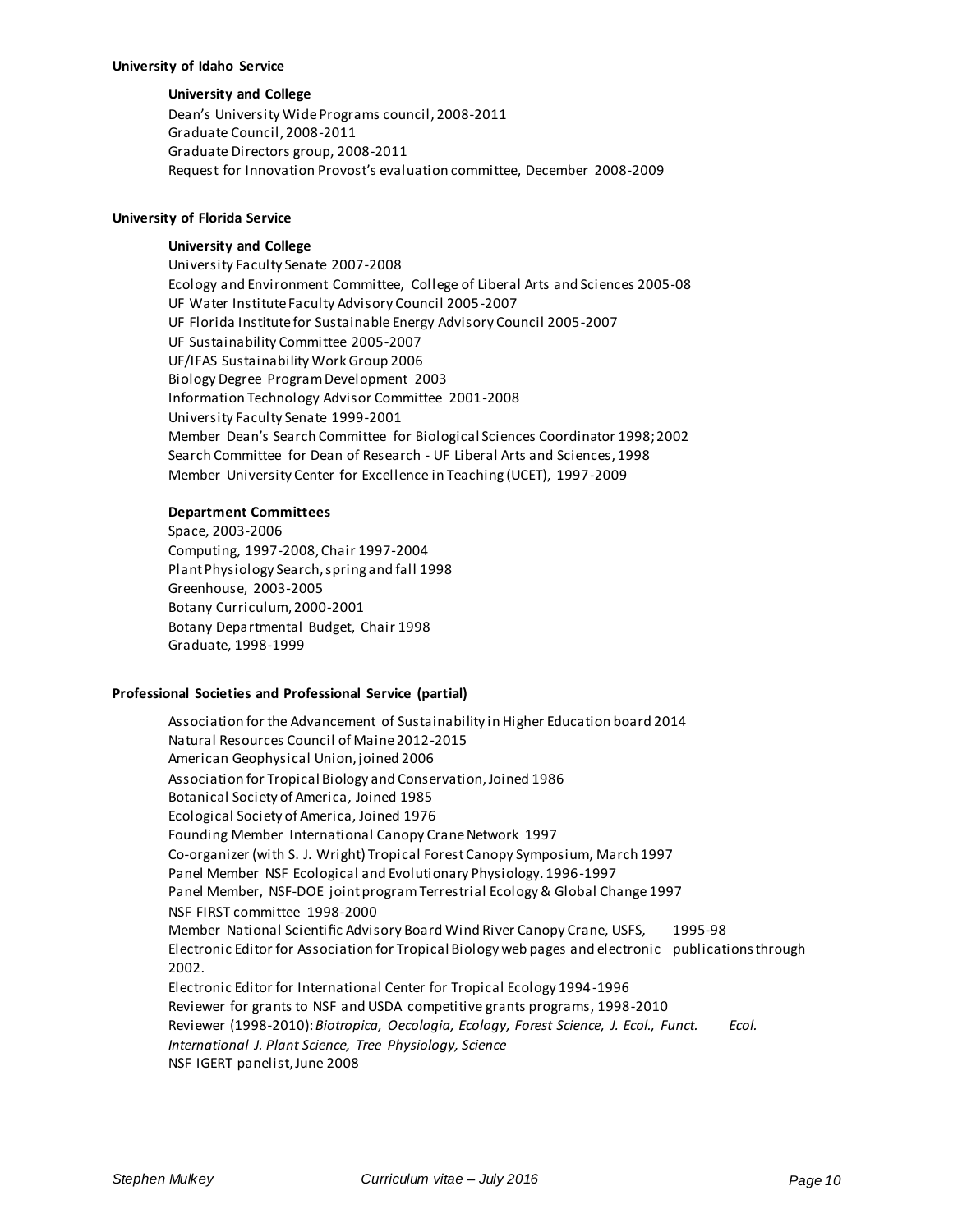### University of Idaho Service

**University and College**

Dean's University Wide Programs council, 2008-2011
Graduate Council, 2008-2011
Graduate Directors group, 2008-2011
Request for Innovation Provost's evaluation committee, December 2008-2009

### University of Florida Service

**University and College**

University Faculty Senate 2007-2008
Ecology and Environment Committee, College of Liberal Arts and Sciences 2005-08
UF Water Institute Faculty Advisory Council 2005-2007
UF Florida Institute for Sustainable Energy Advisory Council 2005-2007
UF Sustainability Committee 2005-2007
UF/IFAS Sustainability Work Group 2006
Biology Degree Program Development 2003
Information Technology Advisor Committee 2001-2008
University Faculty Senate 1999-2001
Member Dean's Search Committee for Biological Sciences Coordinator 1998; 2002
Search Committee for Dean of Research - UF Liberal Arts and Sciences, 1998
Member University Center for Excellence in Teaching (UCET), 1997-2009

**Department Committees**

Space, 2003-2006
Computing, 1997-2008, Chair 1997-2004
Plant Physiology Search, spring and fall 1998
Greenhouse, 2003-2005
Botany Curriculum, 2000-2001
Botany Departmental Budget, Chair 1998
Graduate, 1998-1999

### Professional Societies and Professional Service (partial)

Association for the Advancement of Sustainability in Higher Education board 2014
Natural Resources Council of Maine 2012-2015
American Geophysical Union, joined 2006
Association for Tropical Biology and Conservation, Joined 1986
Botanical Society of America, Joined 1985
Ecological Society of America, Joined 1976
Founding Member International Canopy Crane Network 1997
Co-organizer (with S. J. Wright) Tropical Forest Canopy Symposium, March 1997
Panel Member NSF Ecological and Evolutionary Physiology. 1996-1997
Panel Member, NSF-DOE joint program Terrestrial Ecology & Global Change 1997
NSF FIRST committee 1998-2000
Member National Scientific Advisory Board Wind River Canopy Crane, USFS, 1995-98
Electronic Editor for Association for Tropical Biology web pages and electronic publications through 2002.
Electronic Editor for International Center for Tropical Ecology 1994-1996
Reviewer for grants to NSF and USDA competitive grants programs, 1998-2010
Reviewer (1998-2010): *Biotropica, Oecologia, Ecology, Forest Science, J. Ecol., Funct. Ecol. International J. Plant Science, Tree Physiology, Science*
NSF IGERT panelist, June 2008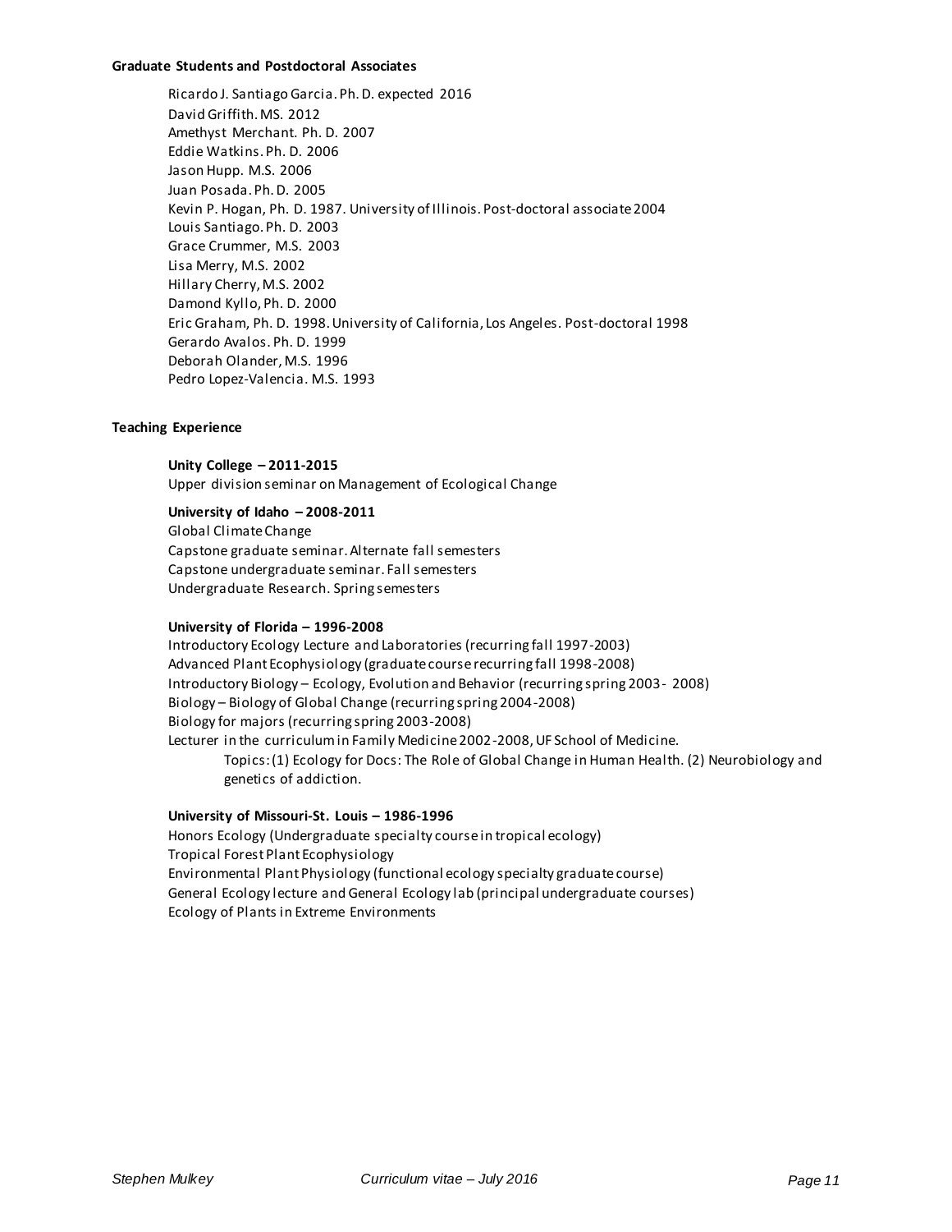**Graduate Students and Postdoctoral Associates**

Ricardo J. Santiago Garcia. Ph. D. expected 2016
David Griffith. MS. 2012
Amethyst Merchant. Ph. D. 2007
Eddie Watkins. Ph. D. 2006
Jason Hupp. M.S. 2006
Juan Posada. Ph. D. 2005
Kevin P. Hogan, Ph. D. 1987. University of Illinois. Post-doctoral associate 2004
Louis Santiago. Ph. D. 2003
Grace Crummer, M.S. 2003
Lisa Merry, M.S. 2002
Hillary Cherry, M.S. 2002
Damond Kyllo, Ph. D. 2000
Eric Graham, Ph. D. 1998. University of California, Los Angeles. Post-doctoral 1998
Gerardo Avalos. Ph. D. 1999
Deborah Olander, M.S. 1996
Pedro Lopez-Valencia. M.S. 1993

**Teaching Experience**

**Unity College – 2011-2015**
Upper division seminar on Management of Ecological Change

**University of Idaho – 2008-2011**
Global Climate Change
Capstone graduate seminar. Alternate fall semesters
Capstone undergraduate seminar. Fall semesters
Undergraduate Research. Spring semesters

**University of Florida – 1996-2008**
Introductory Ecology Lecture and Laboratories (recurring fall 1997-2003)
Advanced Plant Ecophysiology (graduate course recurring fall 1998-2008)
Introductory Biology – Ecology, Evolution and Behavior (recurring spring 2003- 2008)
Biology – Biology of Global Change (recurring spring 2004-2008)
Biology for majors (recurring spring 2003-2008)
Lecturer in the curriculum in Family Medicine 2002-2008, UF School of Medicine.
Topics: (1) Ecology for Docs: The Role of Global Change in Human Health. (2) Neurobiology and genetics of addiction.

**University of Missouri-St. Louis – 1986-1996**
Honors Ecology (Undergraduate specialty course in tropical ecology)
Tropical Forest Plant Ecophysiology
Environmental Plant Physiology (functional ecology specialty graduate course)
General Ecology lecture and General Ecology lab (principal undergraduate courses)
Ecology of Plants in Extreme Environments